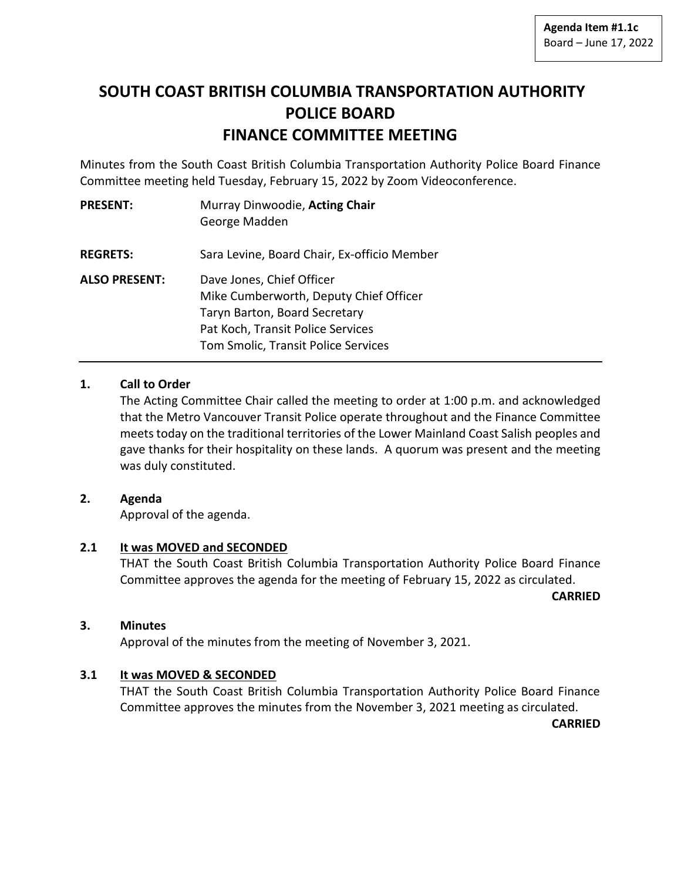**Agenda Item #1.1c**
Board – June 17, 2022

# SOUTH COAST BRITISH COLUMBIA TRANSPORTATION AUTHORITY POLICE BOARD FINANCE COMMITTEE MEETING

Minutes from the South Coast British Columbia Transportation Authority Police Board Finance Committee meeting held Tuesday, February 15, 2022 by Zoom Videoconference.

**PRESENT:** Murray Dinwoodie, **Acting Chair**
George Madden

**REGRETS:** Sara Levine, Board Chair, Ex-officio Member

**ALSO PRESENT:** Dave Jones, Chief Officer
Mike Cumberworth, Deputy Chief Officer
Taryn Barton, Board Secretary
Pat Koch, Transit Police Services
Tom Smolic, Transit Police Services

---

**1. Call to Order**

The Acting Committee Chair called the meeting to order at 1:00 p.m. and acknowledged that the Metro Vancouver Transit Police operate throughout and the Finance Committee meets today on the traditional territories of the Lower Mainland Coast Salish peoples and gave thanks for their hospitality on these lands. A quorum was present and the meeting was duly constituted.

**2. Agenda**

Approval of the agenda.

**2.1 <u>It was MOVED and SECONDED</u>**

THAT the South Coast British Columbia Transportation Authority Police Board Finance Committee approves the agenda for the meeting of February 15, 2022 as circulated.

**CARRIED**

**3. Minutes**

Approval of the minutes from the meeting of November 3, 2021.

**3.1 <u>It was MOVED & SECONDED</u>**

THAT the South Coast British Columbia Transportation Authority Police Board Finance Committee approves the minutes from the November 3, 2021 meeting as circulated.

**CARRIED**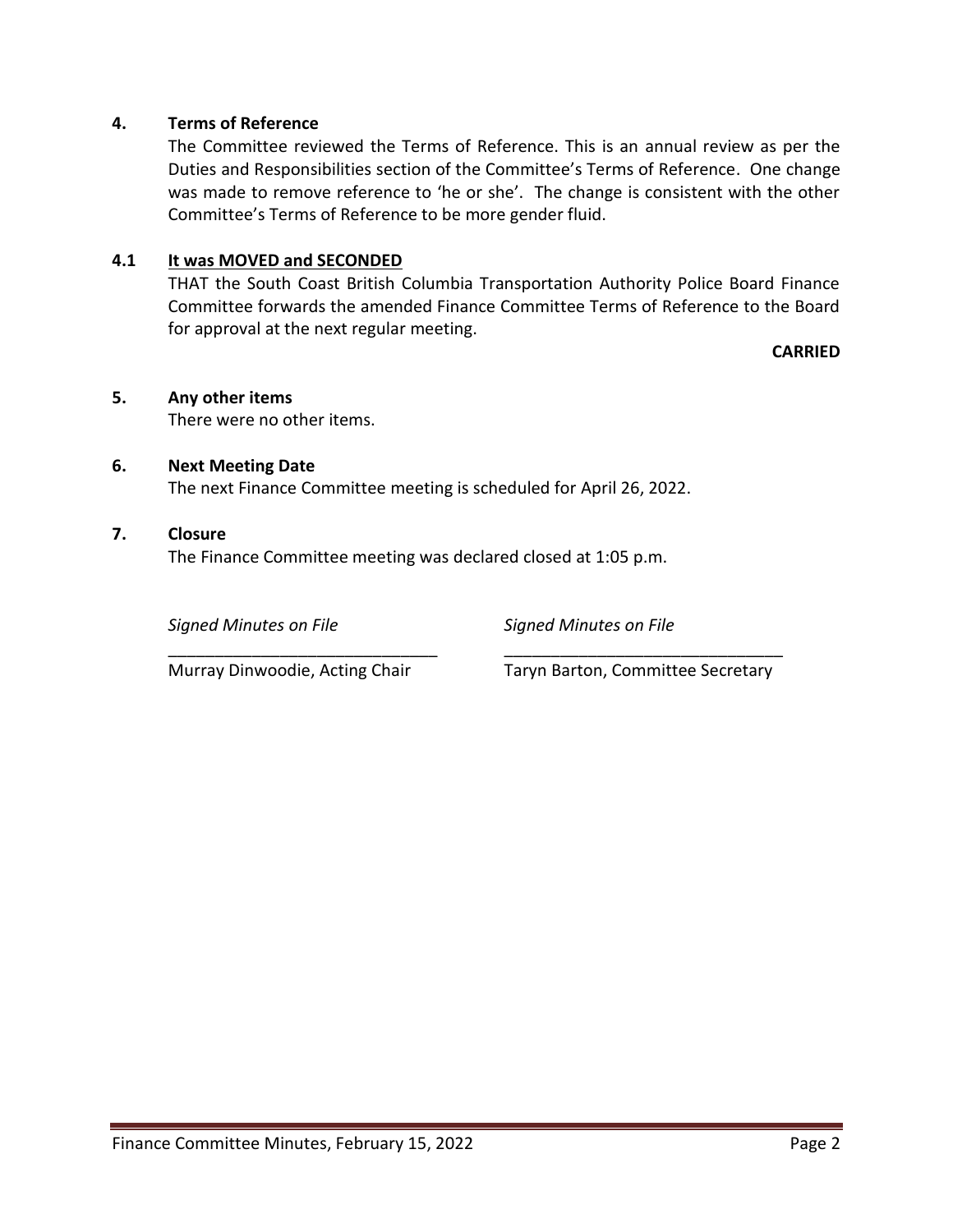**4. Terms of Reference**

The Committee reviewed the Terms of Reference. This is an annual review as per the Duties and Responsibilities section of the Committee's Terms of Reference. One change was made to remove reference to 'he or she'. The change is consistent with the other Committee's Terms of Reference to be more gender fluid.

**4.1 <u>It was MOVED and SECONDED</u>**

THAT the South Coast British Columbia Transportation Authority Police Board Finance Committee forwards the amended Finance Committee Terms of Reference to the Board for approval at the next regular meeting.

**CARRIED**

**5. Any other items**

There were no other items.

**6. Next Meeting Date**

The next Finance Committee meeting is scheduled for April 26, 2022.

**7. Closure**

The Finance Committee meeting was declared closed at 1:05 p.m.

*Signed Minutes on File*
\_\_\_\_\_\_\_\_\_\_\_\_\_\_\_\_\_\_\_\_\_\_\_\_\_\_\_\_\_\_
Murray Dinwoodie, Acting Chair

*Signed Minutes on File*
\_\_\_\_\_\_\_\_\_\_\_\_\_\_\_\_\_\_\_\_\_\_\_\_\_\_\_\_\_\_
Taryn Barton, Committee Secretary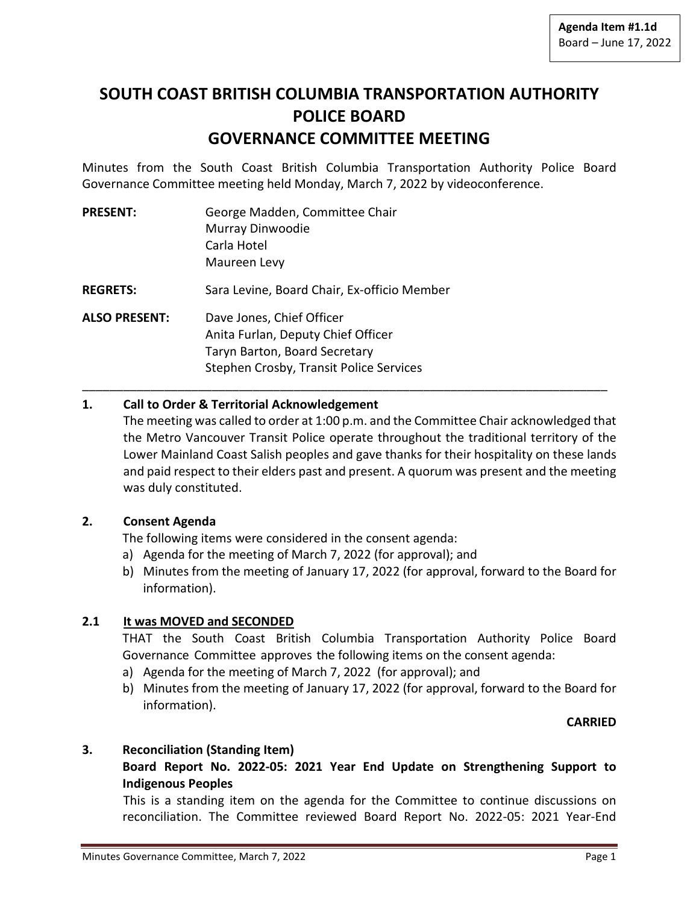**Agenda Item #1.1d**
Board – June 17, 2022

# SOUTH COAST BRITISH COLUMBIA TRANSPORTATION AUTHORITY POLICE BOARD GOVERNANCE COMMITTEE MEETING

Minutes from the South Coast British Columbia Transportation Authority Police Board Governance Committee meeting held Monday, March 7, 2022 by videoconference.

**PRESENT:** George Madden, Committee Chair
Murray Dinwoodie
Carla Hotel
Maureen Levy

**REGRETS:** Sara Levine, Board Chair, Ex-officio Member

**ALSO PRESENT:** Dave Jones, Chief Officer
Anita Furlan, Deputy Chief Officer
Taryn Barton, Board Secretary
Stephen Crosby, Transit Police Services

---

## 1. Call to Order & Territorial Acknowledgement

The meeting was called to order at 1:00 p.m. and the Committee Chair acknowledged that the Metro Vancouver Transit Police operate throughout the traditional territory of the Lower Mainland Coast Salish peoples and gave thanks for their hospitality on these lands and paid respect to their elders past and present. A quorum was present and the meeting was duly constituted.

## 2. Consent Agenda

The following items were considered in the consent agenda:

a) Agenda for the meeting of March 7, 2022 (for approval); and
b) Minutes from the meeting of January 17, 2022 (for approval, forward to the Board for information).

### 2.1 <u>It was MOVED and SECONDED</u>

THAT the South Coast British Columbia Transportation Authority Police Board Governance Committee approves the following items on the consent agenda:

a) Agenda for the meeting of March 7, 2022 (for approval); and
b) Minutes from the meeting of January 17, 2022 (for approval, forward to the Board for information).

**CARRIED**

## 3. Reconciliation (Standing Item)

**Board Report No. 2022-05: 2021 Year End Update on Strengthening Support to Indigenous Peoples**

This is a standing item on the agenda for the Committee to continue discussions on reconciliation. The Committee reviewed Board Report No. 2022-05: 2021 Year-End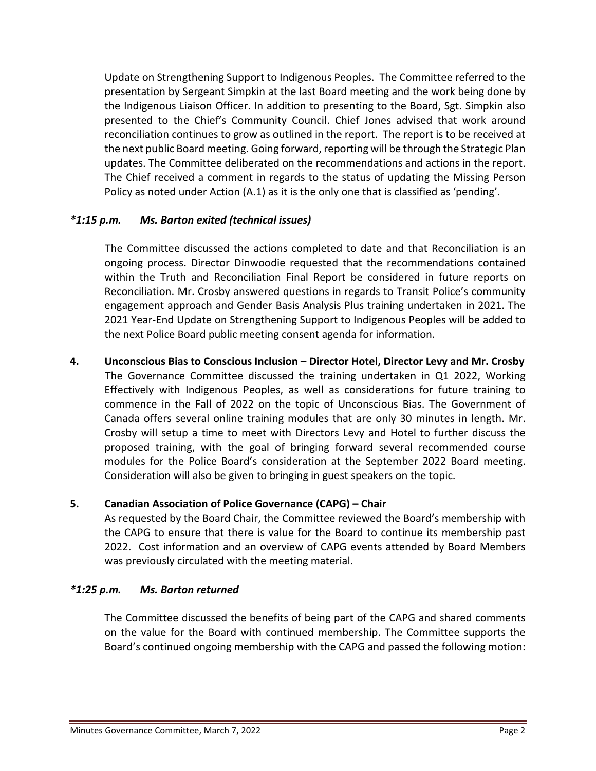Update on Strengthening Support to Indigenous Peoples. The Committee referred to the presentation by Sergeant Simpkin at the last Board meeting and the work being done by the Indigenous Liaison Officer. In addition to presenting to the Board, Sgt. Simpkin also presented to the Chief's Community Council. Chief Jones advised that work around reconciliation continues to grow as outlined in the report. The report is to be received at the next public Board meeting. Going forward, reporting will be through the Strategic Plan updates. The Committee deliberated on the recommendations and actions in the report. The Chief received a comment in regards to the status of updating the Missing Person Policy as noted under Action (A.1) as it is the only one that is classified as 'pending'.

***1:15 p.m. Ms. Barton exited (technical issues)***

The Committee discussed the actions completed to date and that Reconciliation is an ongoing process. Director Dinwoodie requested that the recommendations contained within the Truth and Reconciliation Final Report be considered in future reports on Reconciliation. Mr. Crosby answered questions in regards to Transit Police's community engagement approach and Gender Basis Analysis Plus training undertaken in 2021. The 2021 Year-End Update on Strengthening Support to Indigenous Peoples will be added to the next Police Board public meeting consent agenda for information.

**4. Unconscious Bias to Conscious Inclusion – Director Hotel, Director Levy and Mr. Crosby**

The Governance Committee discussed the training undertaken in Q1 2022, Working Effectively with Indigenous Peoples, as well as considerations for future training to commence in the Fall of 2022 on the topic of Unconscious Bias. The Government of Canada offers several online training modules that are only 30 minutes in length. Mr. Crosby will setup a time to meet with Directors Levy and Hotel to further discuss the proposed training, with the goal of bringing forward several recommended course modules for the Police Board's consideration at the September 2022 Board meeting. Consideration will also be given to bringing in guest speakers on the topic.

**5. Canadian Association of Police Governance (CAPG) – Chair**

As requested by the Board Chair, the Committee reviewed the Board's membership with the CAPG to ensure that there is value for the Board to continue its membership past 2022. Cost information and an overview of CAPG events attended by Board Members was previously circulated with the meeting material.

***1:25 p.m. Ms. Barton returned***

The Committee discussed the benefits of being part of the CAPG and shared comments on the value for the Board with continued membership. The Committee supports the Board's continued ongoing membership with the CAPG and passed the following motion: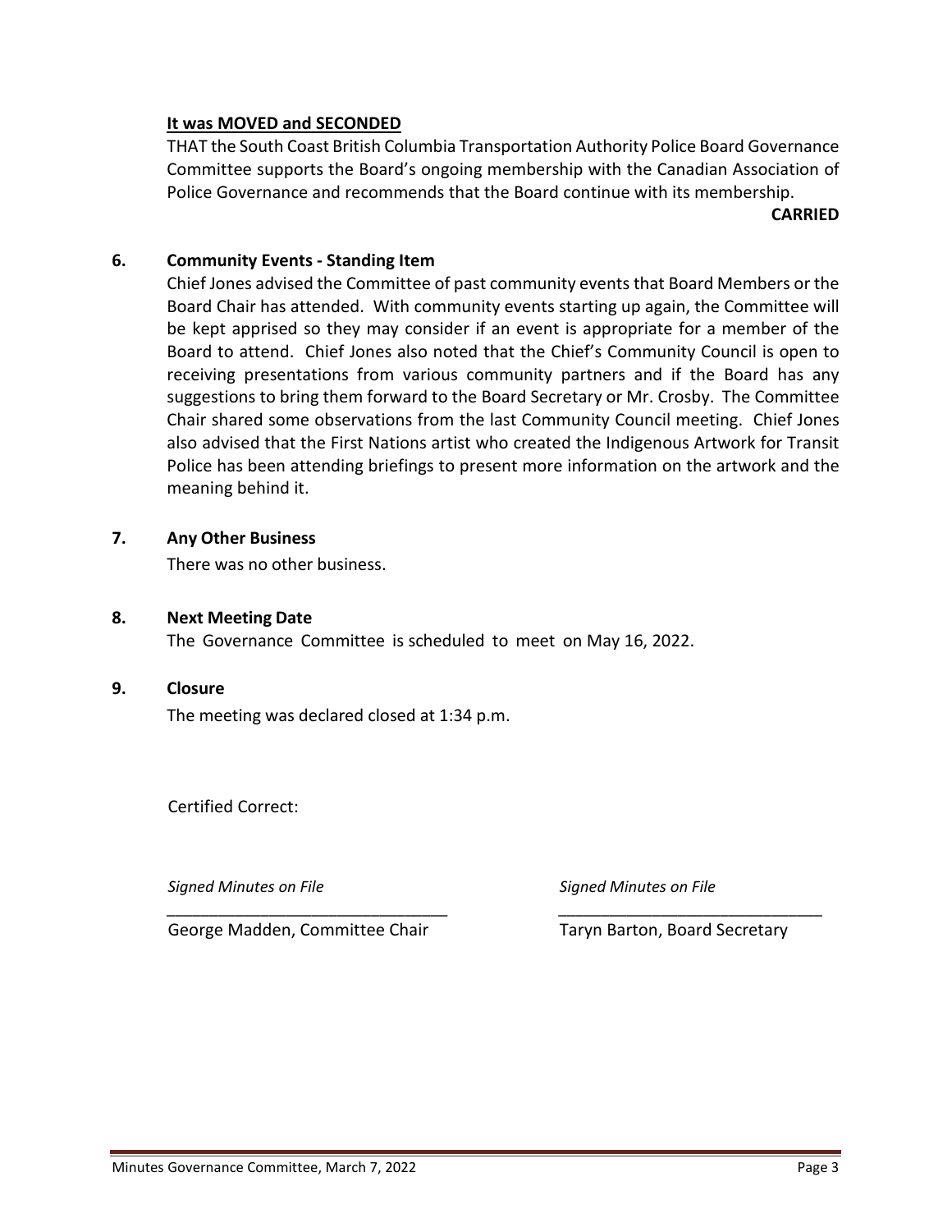**It was MOVED and SECONDED**

THAT the South Coast British Columbia Transportation Authority Police Board Governance Committee supports the Board's ongoing membership with the Canadian Association of Police Governance and recommends that the Board continue with its membership.

**CARRIED**

## 6. Community Events - Standing Item

Chief Jones advised the Committee of past community events that Board Members or the Board Chair has attended. With community events starting up again, the Committee will be kept apprised so they may consider if an event is appropriate for a member of the Board to attend. Chief Jones also noted that the Chief's Community Council is open to receiving presentations from various community partners and if the Board has any suggestions to bring them forward to the Board Secretary or Mr. Crosby. The Committee Chair shared some observations from the last Community Council meeting. Chief Jones also advised that the First Nations artist who created the Indigenous Artwork for Transit Police has been attending briefings to present more information on the artwork and the meaning behind it.

## 7. Any Other Business

There was no other business.

## 8. Next Meeting Date

The Governance Committee is scheduled to meet on May 16, 2022.

## 9. Closure

The meeting was declared closed at 1:34 p.m.

Certified Correct:

*Signed Minutes on File*
_______________________________
George Madden, Committee Chair

*Signed Minutes on File*
_______________________________
Taryn Barton, Board Secretary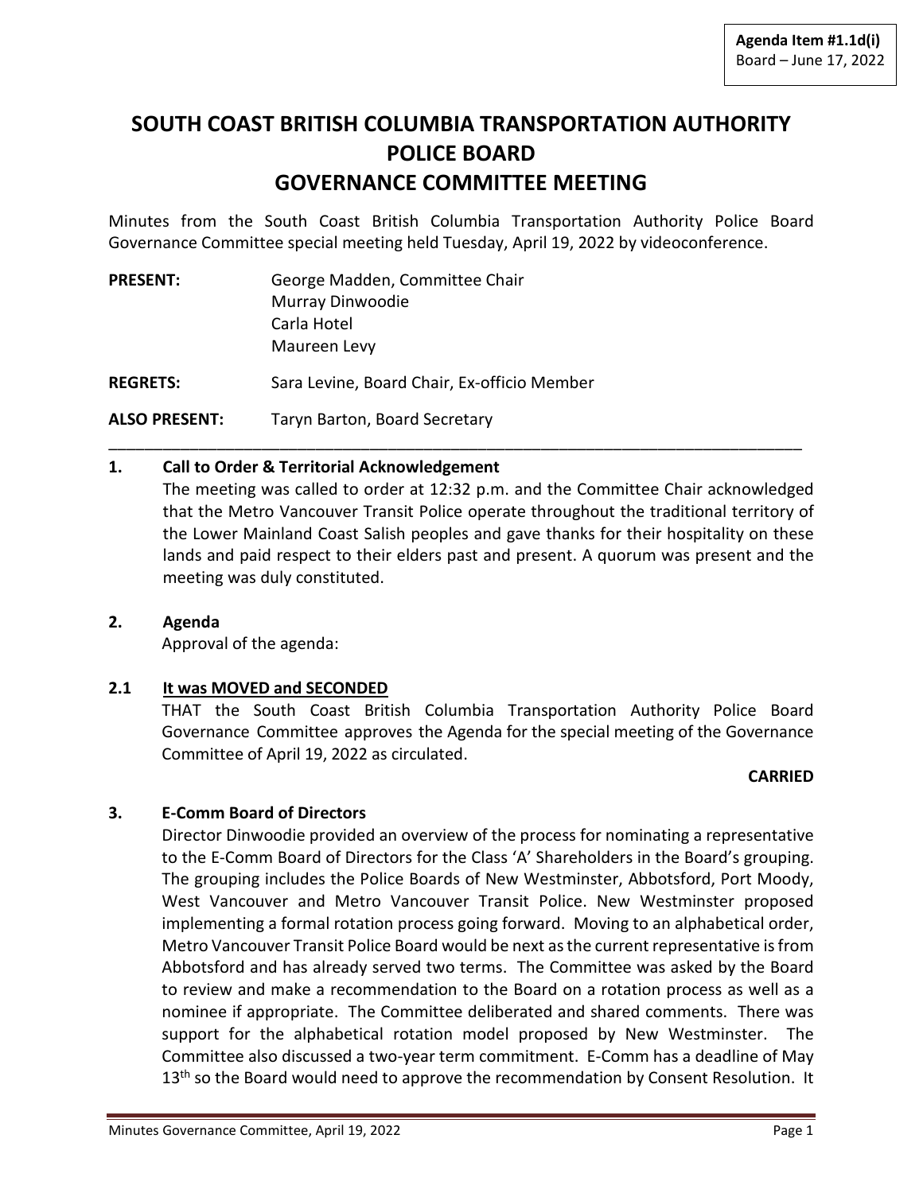**Agenda Item #1.1d(i)**
Board – June 17, 2022

# SOUTH COAST BRITISH COLUMBIA TRANSPORTATION AUTHORITY POLICE BOARD
# GOVERNANCE COMMITTEE MEETING

Minutes from the South Coast British Columbia Transportation Authority Police Board Governance Committee special meeting held Tuesday, April 19, 2022 by videoconference.

**PRESENT:** George Madden, Committee Chair
Murray Dinwoodie
Carla Hotel
Maureen Levy

**REGRETS:** Sara Levine, Board Chair, Ex-officio Member

**ALSO PRESENT:** Taryn Barton, Board Secretary

---

**1. Call to Order & Territorial Acknowledgement**

The meeting was called to order at 12:32 p.m. and the Committee Chair acknowledged that the Metro Vancouver Transit Police operate throughout the traditional territory of the Lower Mainland Coast Salish peoples and gave thanks for their hospitality on these lands and paid respect to their elders past and present. A quorum was present and the meeting was duly constituted.

**2. Agenda**

Approval of the agenda:

**2.1 <u>It was MOVED and SECONDED</u>**

THAT the South Coast British Columbia Transportation Authority Police Board Governance Committee approves the Agenda for the special meeting of the Governance Committee of April 19, 2022 as circulated.

**CARRIED**

**3. E-Comm Board of Directors**

Director Dinwoodie provided an overview of the process for nominating a representative to the E-Comm Board of Directors for the Class 'A' Shareholders in the Board's grouping. The grouping includes the Police Boards of New Westminster, Abbotsford, Port Moody, West Vancouver and Metro Vancouver Transit Police. New Westminster proposed implementing a formal rotation process going forward. Moving to an alphabetical order, Metro Vancouver Transit Police Board would be next as the current representative is from Abbotsford and has already served two terms. The Committee was asked by the Board to review and make a recommendation to the Board on a rotation process as well as a nominee if appropriate. The Committee deliberated and shared comments. There was support for the alphabetical rotation model proposed by New Westminster. The Committee also discussed a two-year term commitment. E-Comm has a deadline of May 13th so the Board would need to approve the recommendation by Consent Resolution. It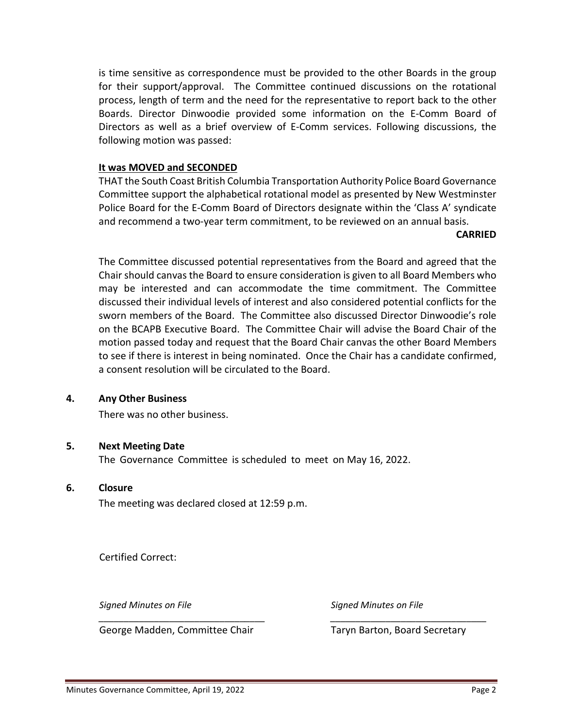is time sensitive as correspondence must be provided to the other Boards in the group for their support/approval. The Committee continued discussions on the rotational process, length of term and the need for the representative to report back to the other Boards. Director Dinwoodie provided some information on the E-Comm Board of Directors as well as a brief overview of E-Comm services. Following discussions, the following motion was passed:

**It was MOVED and SECONDED**

THAT the South Coast British Columbia Transportation Authority Police Board Governance Committee support the alphabetical rotational model as presented by New Westminster Police Board for the E-Comm Board of Directors designate within the 'Class A' syndicate and recommend a two-year term commitment, to be reviewed on an annual basis.

**CARRIED**

The Committee discussed potential representatives from the Board and agreed that the Chair should canvas the Board to ensure consideration is given to all Board Members who may be interested and can accommodate the time commitment. The Committee discussed their individual levels of interest and also considered potential conflicts for the sworn members of the Board. The Committee also discussed Director Dinwoodie's role on the BCAPB Executive Board. The Committee Chair will advise the Board Chair of the motion passed today and request that the Board Chair canvas the other Board Members to see if there is interest in being nominated. Once the Chair has a candidate confirmed, a consent resolution will be circulated to the Board.

**4. Any Other Business**

There was no other business.

**5. Next Meeting Date**

The Governance Committee is scheduled to meet on May 16, 2022.

**6. Closure**

The meeting was declared closed at 12:59 p.m.

Certified Correct:

*Signed Minutes on File*
George Madden, Committee Chair

*Signed Minutes on File*
Taryn Barton, Board Secretary